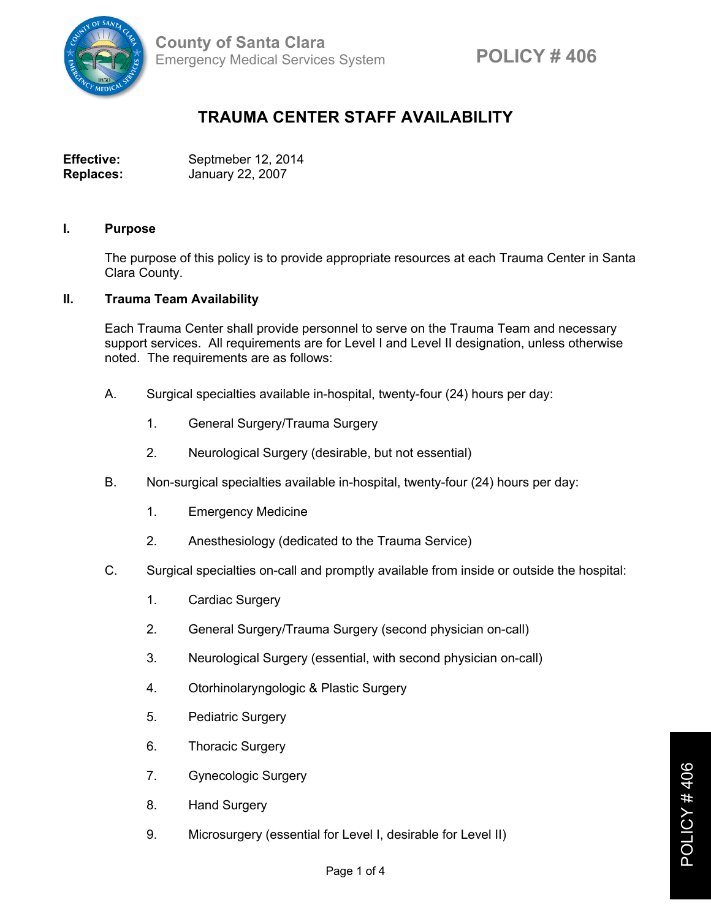County of Santa Clara
Emergency Medical Services System

POLICY # 406

# TRAUMA CENTER STAFF AVAILABILITY

**Effective:** Septmeber 12, 2014
**Replaces:** January 22, 2007

## I. Purpose

The purpose of this policy is to provide appropriate resources at each Trauma Center in Santa Clara County.

## II. Trauma Team Availability

Each Trauma Center shall provide personnel to serve on the Trauma Team and necessary support services. All requirements are for Level I and Level II designation, unless otherwise noted. The requirements are as follows:

A. Surgical specialties available in-hospital, twenty-four (24) hours per day:

1. General Surgery/Trauma Surgery
2. Neurological Surgery (desirable, but not essential)

B. Non-surgical specialties available in-hospital, twenty-four (24) hours per day:

1. Emergency Medicine
2. Anesthesiology (dedicated to the Trauma Service)

C. Surgical specialties on-call and promptly available from inside or outside the hospital:

1. Cardiac Surgery
2. General Surgery/Trauma Surgery (second physician on-call)
3. Neurological Surgery (essential, with second physician on-call)
4. Otorhinolaryngologic & Plastic Surgery
5. Pediatric Surgery
6. Thoracic Surgery
7. Gynecologic Surgery
8. Hand Surgery
9. Microsurgery (essential for Level I, desirable for Level II)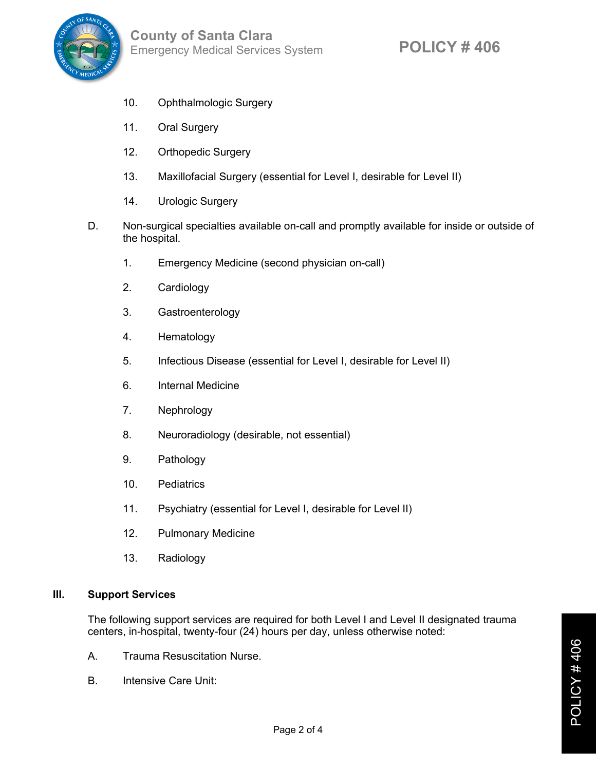10. Ophthalmologic Surgery

11. Oral Surgery

12. Orthopedic Surgery

13. Maxillofacial Surgery (essential for Level I, desirable for Level II)

14. Urologic Surgery

D. Non-surgical specialties available on-call and promptly available for inside or outside of the hospital.

1. Emergency Medicine (second physician on-call)

2. Cardiology

3. Gastroenterology

4. Hematology

5. Infectious Disease (essential for Level I, desirable for Level II)

6. Internal Medicine

7. Nephrology

8. Neuroradiology (desirable, not essential)

9. Pathology

10. Pediatrics

11. Psychiatry (essential for Level I, desirable for Level II)

12. Pulmonary Medicine

13. Radiology

## III. Support Services

The following support services are required for both Level I and Level II designated trauma centers, in-hospital, twenty-four (24) hours per day, unless otherwise noted:

A. Trauma Resuscitation Nurse.

B. Intensive Care Unit: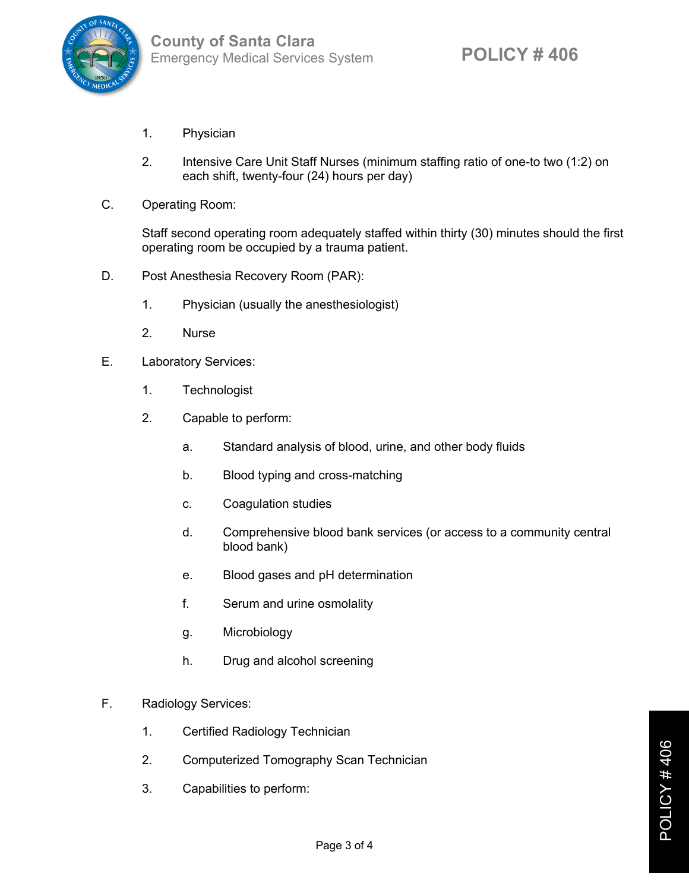1. Physician

2. Intensive Care Unit Staff Nurses (minimum staffing ratio of one-to two (1:2) on each shift, twenty-four (24) hours per day)

C. Operating Room:

Staff second operating room adequately staffed within thirty (30) minutes should the first operating room be occupied by a trauma patient.

D. Post Anesthesia Recovery Room (PAR):

1. Physician (usually the anesthesiologist)

2. Nurse

E. Laboratory Services:

1. Technologist

2. Capable to perform:

   a. Standard analysis of blood, urine, and other body fluids

   b. Blood typing and cross-matching

   c. Coagulation studies

   d. Comprehensive blood bank services (or access to a community central blood bank)

   e. Blood gases and pH determination

   f. Serum and urine osmolality

   g. Microbiology

   h. Drug and alcohol screening

F. Radiology Services:

1. Certified Radiology Technician

2. Computerized Tomography Scan Technician

3. Capabilities to perform: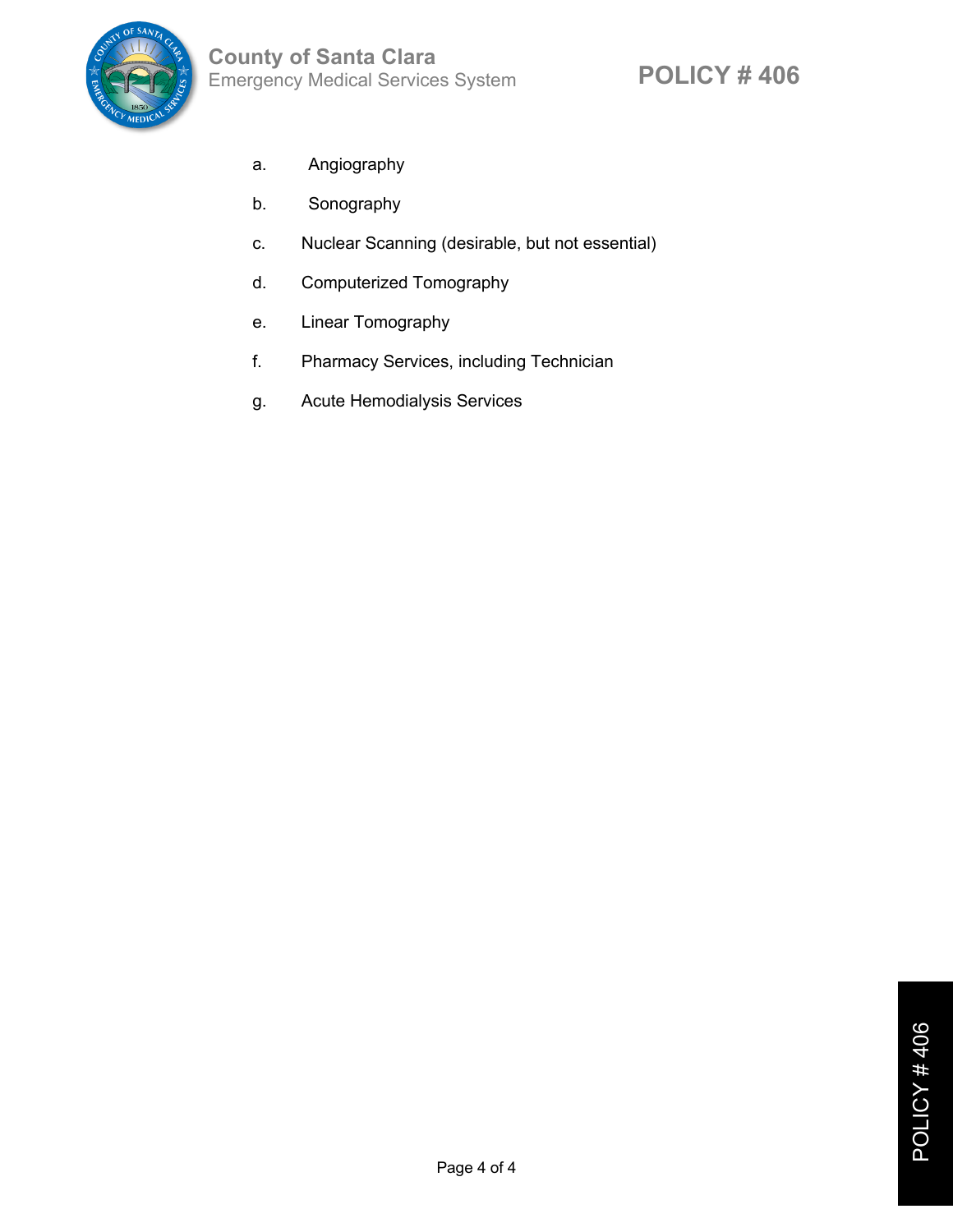a. Angiography

b. Sonography

c. Nuclear Scanning (desirable, but not essential)

d. Computerized Tomography

e. Linear Tomography

f. Pharmacy Services, including Technician

g. Acute Hemodialysis Services